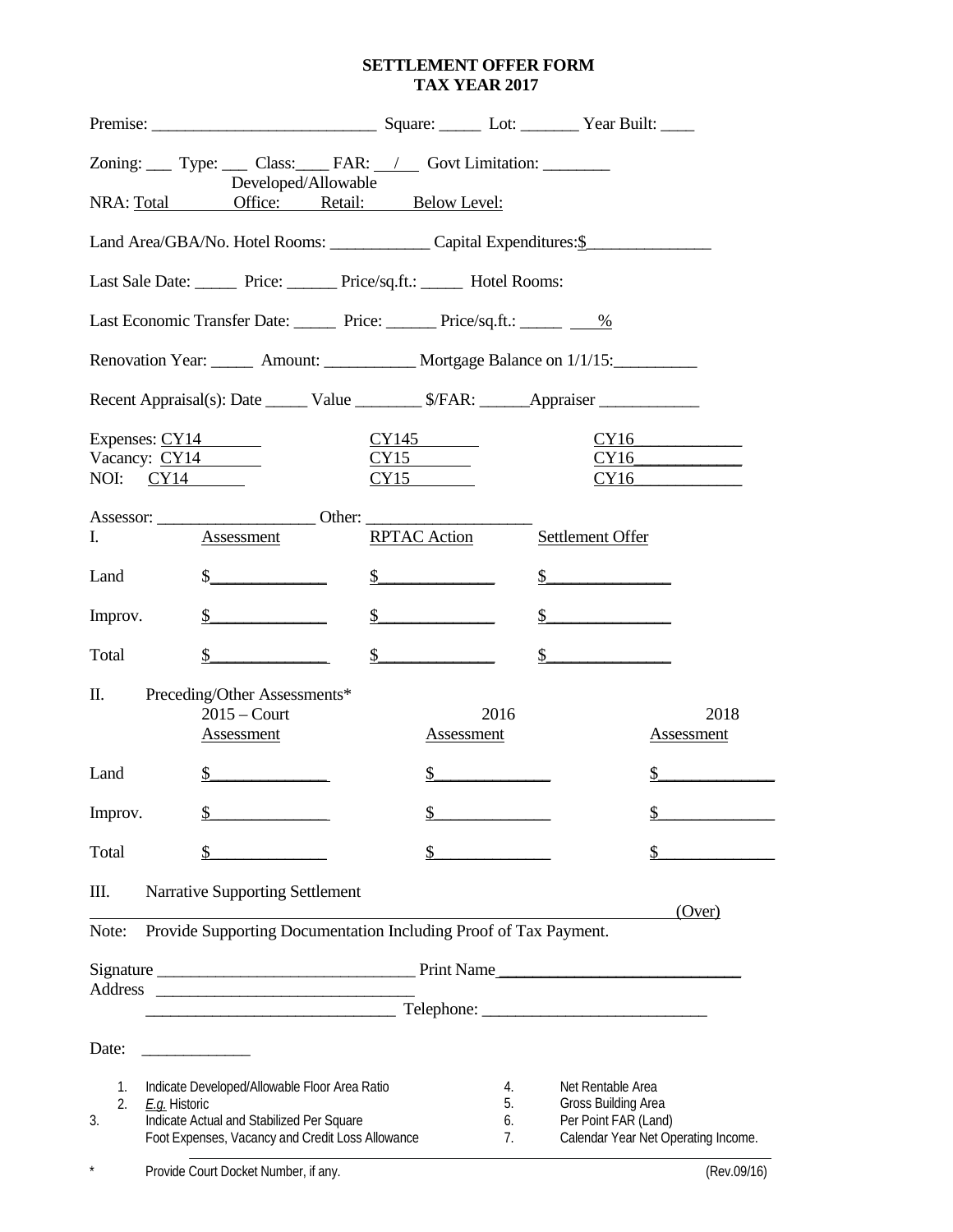# SETTLEMENT OFFER FORM
## TAX YEAR 2017

Premise: ___________________________ Square: _____ Lot: _______ Year Built: ____

Zoning: ___ Type: ___ Class:____ FAR: __/__ Govt Limitation: ________
Developed/Allowable

NRA: Total Office: Retail: Below Level:

Land Area/GBA/No. Hotel Rooms: ____________ Capital Expenditures:$_______________

Last Sale Date: _____ Price: ______ Price/sq.ft.: _____ Hotel Rooms:

Last Economic Transfer Date: _____ Price: ______ Price/sq.ft.: _____ ___%

Renovation Year: _____ Amount: ___________ Mortgage Balance on 1/1/15:__________

Recent Appraisal(s): Date _____ Value ________ $/FAR: ______Appraiser ____________

| | | | |
|---|---|---|---|
| Expenses: | CY14 | CY145 | CY16 |
| Vacancy: | CY14 | CY15 | CY16 |
| NOI: | CY14 | CY15 | CY16 |

Assessor: ___________________ Other: ___________________

| I. | Assessment | RPTAC Action | Settlement Offer |
|---|---|---|---|
| Land | $ | $ | $ |
| Improv. | $ | $ | $ |
| Total | $ | $ | $ |

II. Preceding/Other Assessments*

| | 2015 – Court Assessment | 2016 Assessment | 2018 Assessment |
|---|---|---|---|
| Land | $ | $ | $ |
| Improv. | $ | $ | $ |
| Total | $ | $ | $ |

III. Narrative Supporting Settlement

(Over)

Note: Provide Supporting Documentation Including Proof of Tax Payment.

Signature _______________________________ Print Name ____________________________

Address _______________________________

_______________________________ Telephone: ___________________________

Date: _____________

1. Indicate Developed/Allowable Floor Area Ratio
2. *E.g.* Historic
3. Indicate Actual and Stabilized Per Square Foot Expenses, Vacancy and Credit Loss Allowance
4. Net Rentable Area
5. Gross Building Area
6. Per Point FAR (Land)
7. Calendar Year Net Operating Income.

\* Provide Court Docket Number, if any.

(Rev.09/16)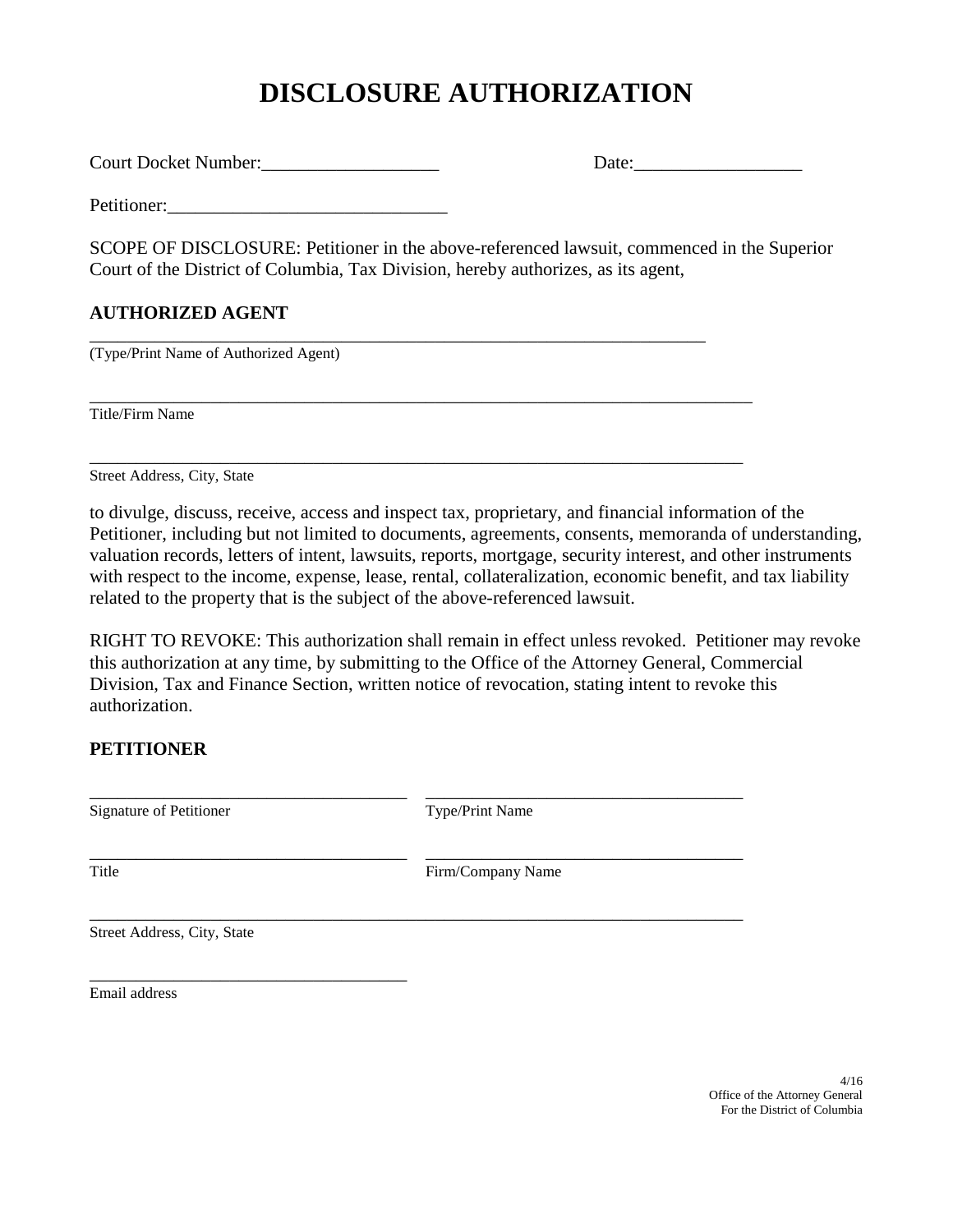# DISCLOSURE AUTHORIZATION

Court Docket Number:___________________ Date:_________________

Petitioner:______________________________

SCOPE OF DISCLOSURE: Petitioner in the above-referenced lawsuit, commenced in the Superior Court of the District of Columbia, Tax Division, hereby authorizes, as its agent,

**AUTHORIZED AGENT**

_________________________________________________________________________
(Type/Print Name of Authorized Agent)

_________________________________________________________________________
Title/Firm Name

_________________________________________________________________________
Street Address, City, State

to divulge, discuss, receive, access and inspect tax, proprietary, and financial information of the Petitioner, including but not limited to documents, agreements, consents, memoranda of understanding, valuation records, letters of intent, lawsuits, reports, mortgage, security interest, and other instruments with respect to the income, expense, lease, rental, collateralization, economic benefit, and tax liability related to the property that is the subject of the above-referenced lawsuit.

RIGHT TO REVOKE: This authorization shall remain in effect unless revoked. Petitioner may revoke this authorization at any time, by submitting to the Office of the Attorney General, Commercial Division, Tax and Finance Section, written notice of revocation, stating intent to revoke this authorization.

**PETITIONER**

_____________________________________ _____________________________________
Signature of Petitioner Type/Print Name

_____________________________________ _____________________________________
Title Firm/Company Name

_________________________________________________________________________
Street Address, City, State

_____________________________________
Email address

4/16
Office of the Attorney General
For the District of Columbia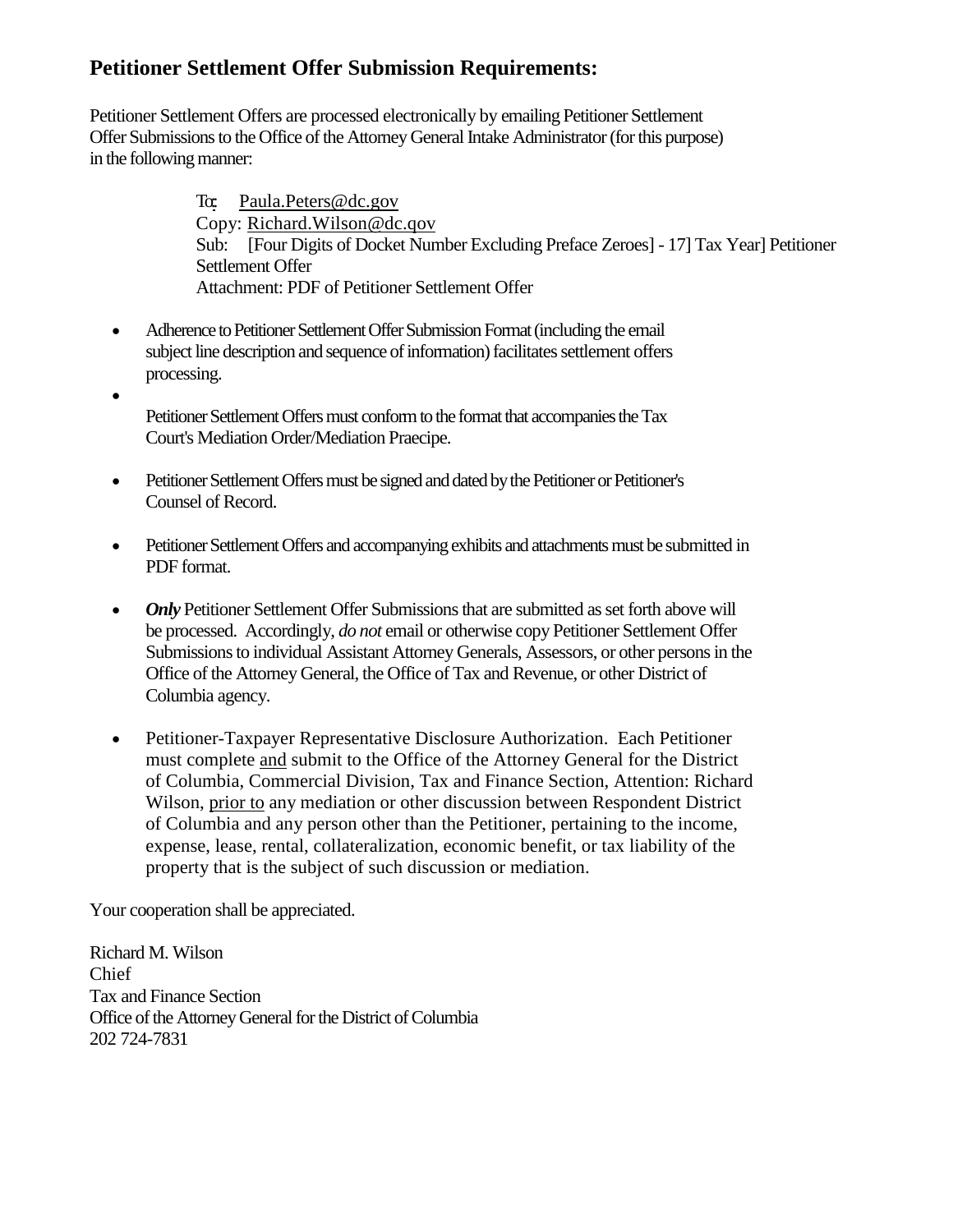## Petitioner Settlement Offer Submission Requirements:

Petitioner Settlement Offers are processed electronically by emailing Petitioner Settlement Offer Submissions to the Office of the Attorney General Intake Administrator (for this purpose) in the following manner:

> To: Paula.Peters@dc.gov
> Copy: Richard.Wilson@dc.qov
> Sub: [Four Digits of Docket Number Excluding Preface Zeroes] - 17] Tax Year] Petitioner Settlement Offer
> Attachment: PDF of Petitioner Settlement Offer

- Adherence to Petitioner Settlement Offer Submission Format (including the email subject line description and sequence of information) facilitates settlement offers processing.
- Petitioner Settlement Offers must conform to the format that accompanies the Tax Court's Mediation Order/Mediation Praecipe.
- Petitioner Settlement Offers must be signed and dated by the Petitioner or Petitioner's Counsel of Record.
- Petitioner Settlement Offers and accompanying exhibits and attachments must be submitted in PDF format.
- ***Only*** Petitioner Settlement Offer Submissions that are submitted as set forth above will be processed. Accordingly, *do not* email or otherwise copy Petitioner Settlement Offer Submissions to individual Assistant Attorney Generals, Assessors, or other persons in the Office of the Attorney General, the Office of Tax and Revenue, or other District of Columbia agency.
- Petitioner-Taxpayer Representative Disclosure Authorization. Each Petitioner must complete <u>and</u> submit to the Office of the Attorney General for the District of Columbia, Commercial Division, Tax and Finance Section, Attention: Richard Wilson, <u>prior to</u> any mediation or other discussion between Respondent District of Columbia and any person other than the Petitioner, pertaining to the income, expense, lease, rental, collateralization, economic benefit, or tax liability of the property that is the subject of such discussion or mediation.

Your cooperation shall be appreciated.

Richard M. Wilson
Chief
Tax and Finance Section
Office of the Attorney General for the District of Columbia
202 724-7831